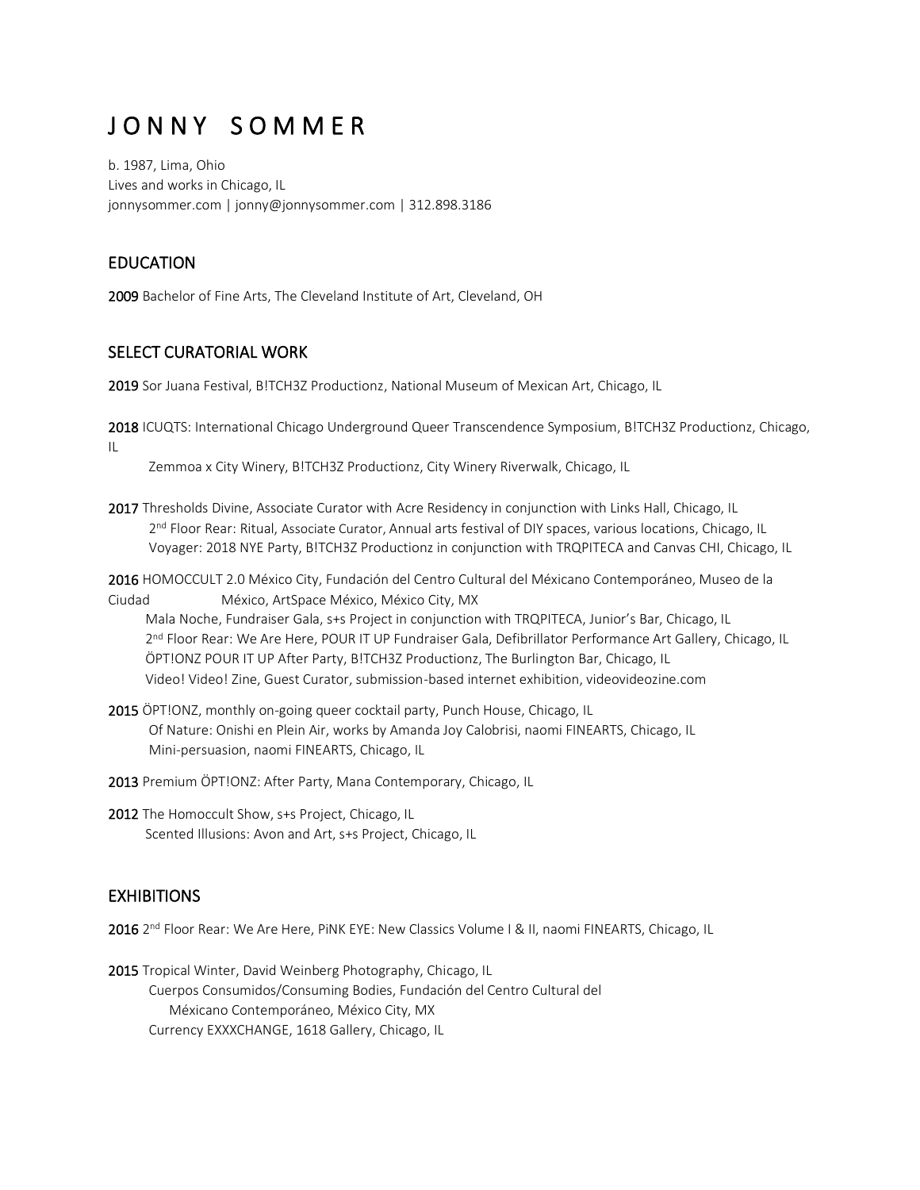# JONNY SOMMER

b. 1987, Lima, Ohio
Lives and works in Chicago, IL
jonnysommer.com | jonny@jonnysommer.com | 312.898.3186

## EDUCATION

**2009** Bachelor of Fine Arts, The Cleveland Institute of Art, Cleveland, OH

## SELECT CURATORIAL WORK

**2019** Sor Juana Festival, B!TCH3Z Productionz, National Museum of Mexican Art, Chicago, IL

**2018** ICUQTS: International Chicago Underground Queer Transcendence Symposium, B!TCH3Z Productionz, Chicago, IL
Zemmoa x City Winery, B!TCH3Z Productionz, City Winery Riverwalk, Chicago, IL

**2017** Thresholds Divine, Associate Curator with Acre Residency in conjunction with Links Hall, Chicago, IL
2nd Floor Rear: Ritual, Associate Curator, Annual arts festival of DIY spaces, various locations, Chicago, IL
Voyager: 2018 NYE Party, B!TCH3Z Productionz in conjunction with TRQPITECA and Canvas CHI, Chicago, IL

**2016** HOMOCCULT 2.0 México City, Fundación del Centro Cultural del Méxicano Contemporáneo, Museo de la Ciudad México, ArtSpace México, México City, MX
Mala Noche, Fundraiser Gala, s+s Project in conjunction with TRQPITECA, Junior's Bar, Chicago, IL
2nd Floor Rear: We Are Here, POUR IT UP Fundraiser Gala, Defibrillator Performance Art Gallery, Chicago, IL
ÖPT!ONZ POUR IT UP After Party, B!TCH3Z Productionz, The Burlington Bar, Chicago, IL
Video! Video! Zine, Guest Curator, submission-based internet exhibition, videovideozine.com

**2015** ÖPT!ONZ, monthly on-going queer cocktail party, Punch House, Chicago, IL
Of Nature: Onishi en Plein Air, works by Amanda Joy Calobrisi, naomi FINEARTS, Chicago, IL
Mini-persuasion, naomi FINEARTS, Chicago, IL

**2013** Premium ÖPT!ONZ: After Party, Mana Contemporary, Chicago, IL

**2012** The Homoccult Show, s+s Project, Chicago, IL
Scented Illusions: Avon and Art, s+s Project, Chicago, IL

## EXHIBITIONS

**2016** 2nd Floor Rear: We Are Here, PiNK EYE: New Classics Volume I & II, naomi FINEARTS, Chicago, IL

**2015** Tropical Winter, David Weinberg Photography, Chicago, IL
Cuerpos Consumidos/Consuming Bodies, Fundación del Centro Cultural del Méxicano Contemporáneo, México City, MX
Currency EXXXCHANGE, 1618 Gallery, Chicago, IL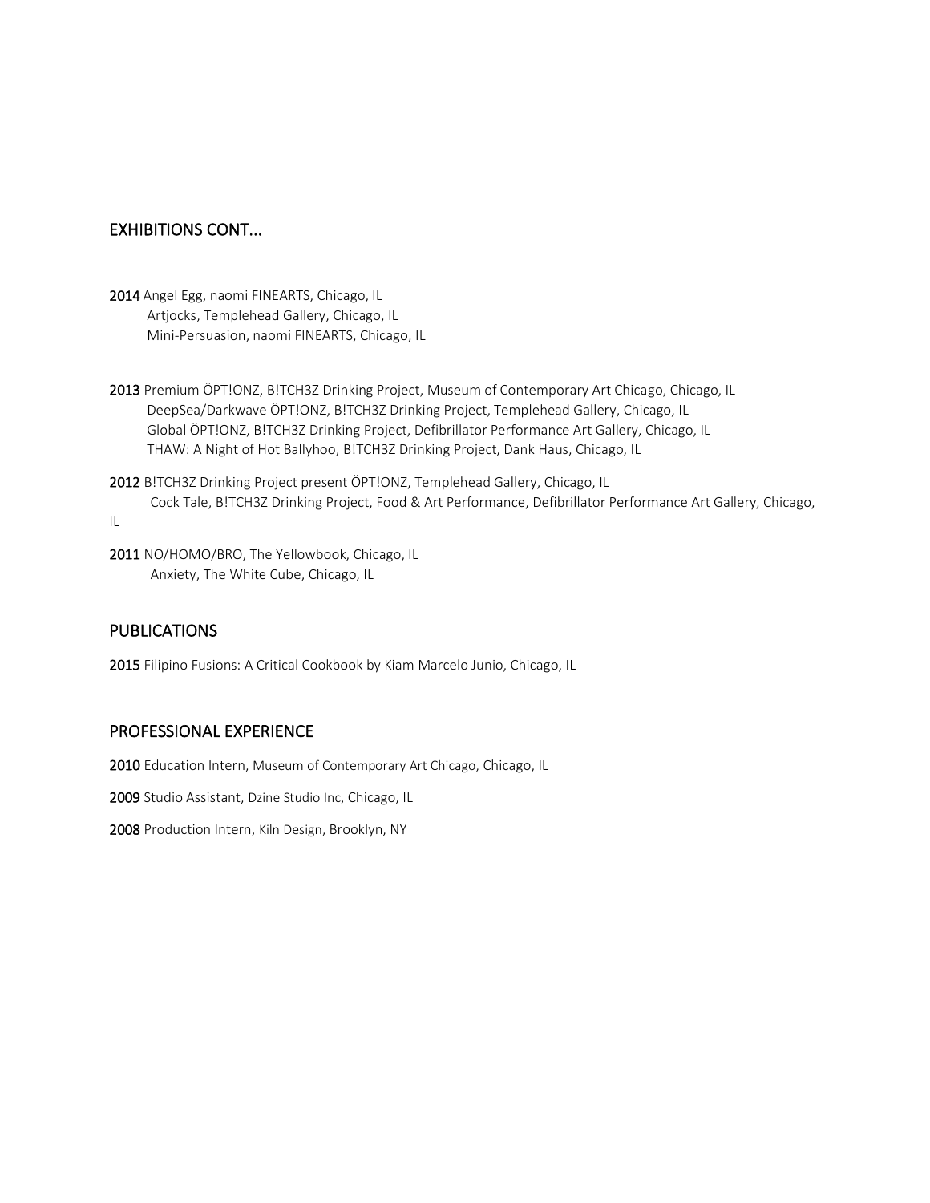## EXHIBITIONS CONT...

**2014** Angel Egg, naomi FINEARTS, Chicago, IL
Artjocks, Templehead Gallery, Chicago, IL
Mini-Persuasion, naomi FINEARTS, Chicago, IL

**2013** Premium ÖPT!ONZ, B!TCH3Z Drinking Project, Museum of Contemporary Art Chicago, Chicago, IL
DeepSea/Darkwave ÖPT!ONZ, B!TCH3Z Drinking Project, Templehead Gallery, Chicago, IL
Global ÖPT!ONZ, B!TCH3Z Drinking Project, Defibrillator Performance Art Gallery, Chicago, IL
THAW: A Night of Hot Ballyhoo, B!TCH3Z Drinking Project, Dank Haus, Chicago, IL

**2012** B!TCH3Z Drinking Project present ÖPT!ONZ, Templehead Gallery, Chicago, IL
Cock Tale, B!TCH3Z Drinking Project, Food & Art Performance, Defibrillator Performance Art Gallery, Chicago, IL

**2011** NO/HOMO/BRO, The Yellowbook, Chicago, IL
Anxiety, The White Cube, Chicago, IL

## PUBLICATIONS

**2015** Filipino Fusions: A Critical Cookbook by Kiam Marcelo Junio, Chicago, IL

## PROFESSIONAL EXPERIENCE

**2010** Education Intern, Museum of Contemporary Art Chicago, Chicago, IL

**2009** Studio Assistant, Dzine Studio Inc, Chicago, IL

**2008** Production Intern, Kiln Design, Brooklyn, NY